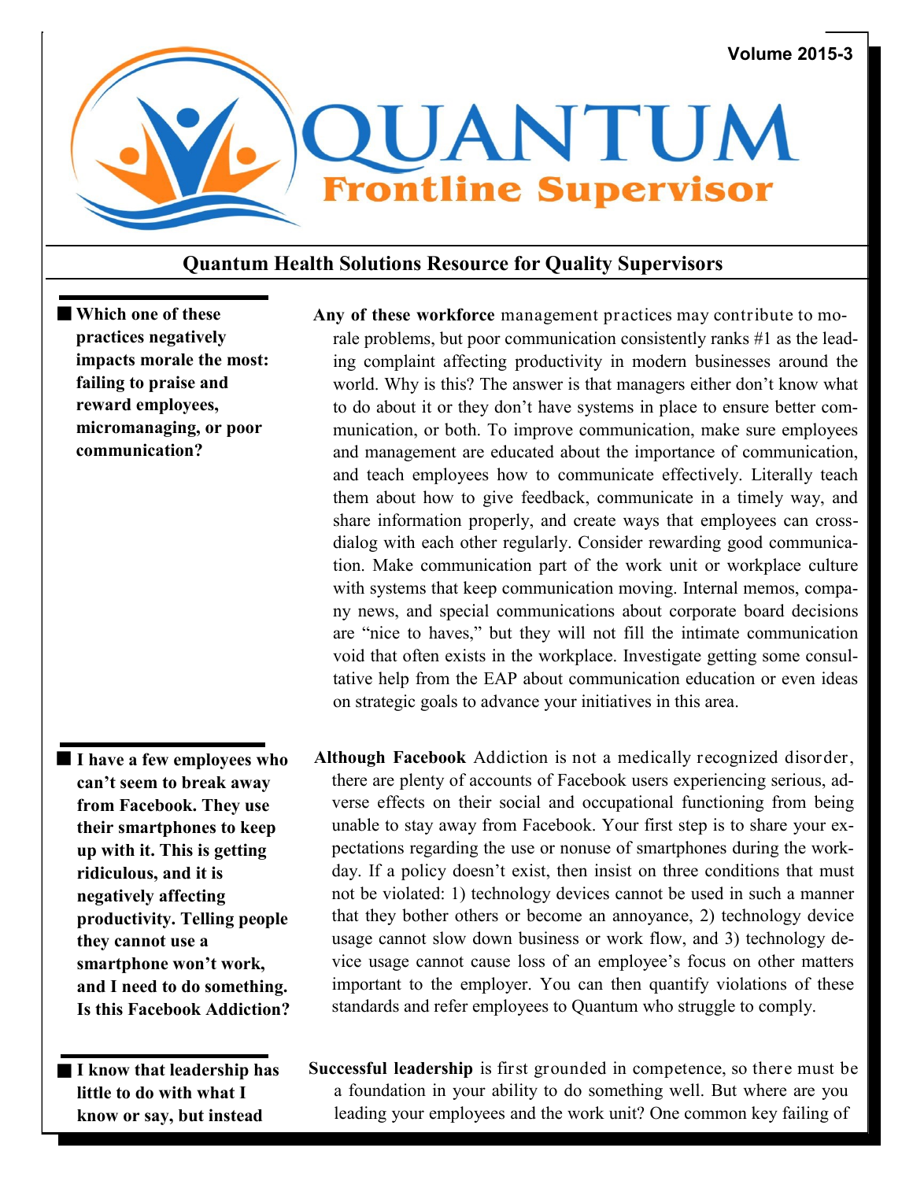Volume 2015-3

# QUANTUM

## Frontline Supervisor

### Quantum Health Solutions Resource for Quality Supervisors

**Which one of these practices negatively impacts morale the most: failing to praise and reward employees, micromanaging, or poor communication?**

**Any of these workforce** management practices may contribute to morale problems, but poor communication consistently ranks #1 as the leading complaint affecting productivity in modern businesses around the world. Why is this? The answer is that managers either don't know what to do about it or they don't have systems in place to ensure better communication, or both. To improve communication, make sure employees and management are educated about the importance of communication, and teach employees how to communicate effectively. Literally teach them about how to give feedback, communicate in a timely way, and share information properly, and create ways that employees can cross-dialog with each other regularly. Consider rewarding good communication. Make communication part of the work unit or workplace culture with systems that keep communication moving. Internal memos, company news, and special communications about corporate board decisions are "nice to haves," but they will not fill the intimate communication void that often exists in the workplace. Investigate getting some consultative help from the EAP about communication education or even ideas on strategic goals to advance your initiatives in this area.

**I have a few employees who can't seem to break away from Facebook. They use their smartphones to keep up with it. This is getting ridiculous, and it is negatively affecting productivity. Telling people they cannot use a smartphone won't work, and I need to do something. Is this Facebook Addiction?**

**Although Facebook** Addiction is not a medically recognized disorder, there are plenty of accounts of Facebook users experiencing serious, adverse effects on their social and occupational functioning from being unable to stay away from Facebook. Your first step is to share your expectations regarding the use or nonuse of smartphones during the workday. If a policy doesn't exist, then insist on three conditions that must not be violated: 1) technology devices cannot be used in such a manner that they bother others or become an annoyance, 2) technology device usage cannot slow down business or work flow, and 3) technology device usage cannot cause loss of an employee's focus on other matters important to the employer. You can then quantify violations of these standards and refer employees to Quantum who struggle to comply.

**I know that leadership has little to do with what I know or say, but instead**

**Successful leadership** is first grounded in competence, so there must be a foundation in your ability to do something well. But where are you leading your employees and the work unit? One common key failing of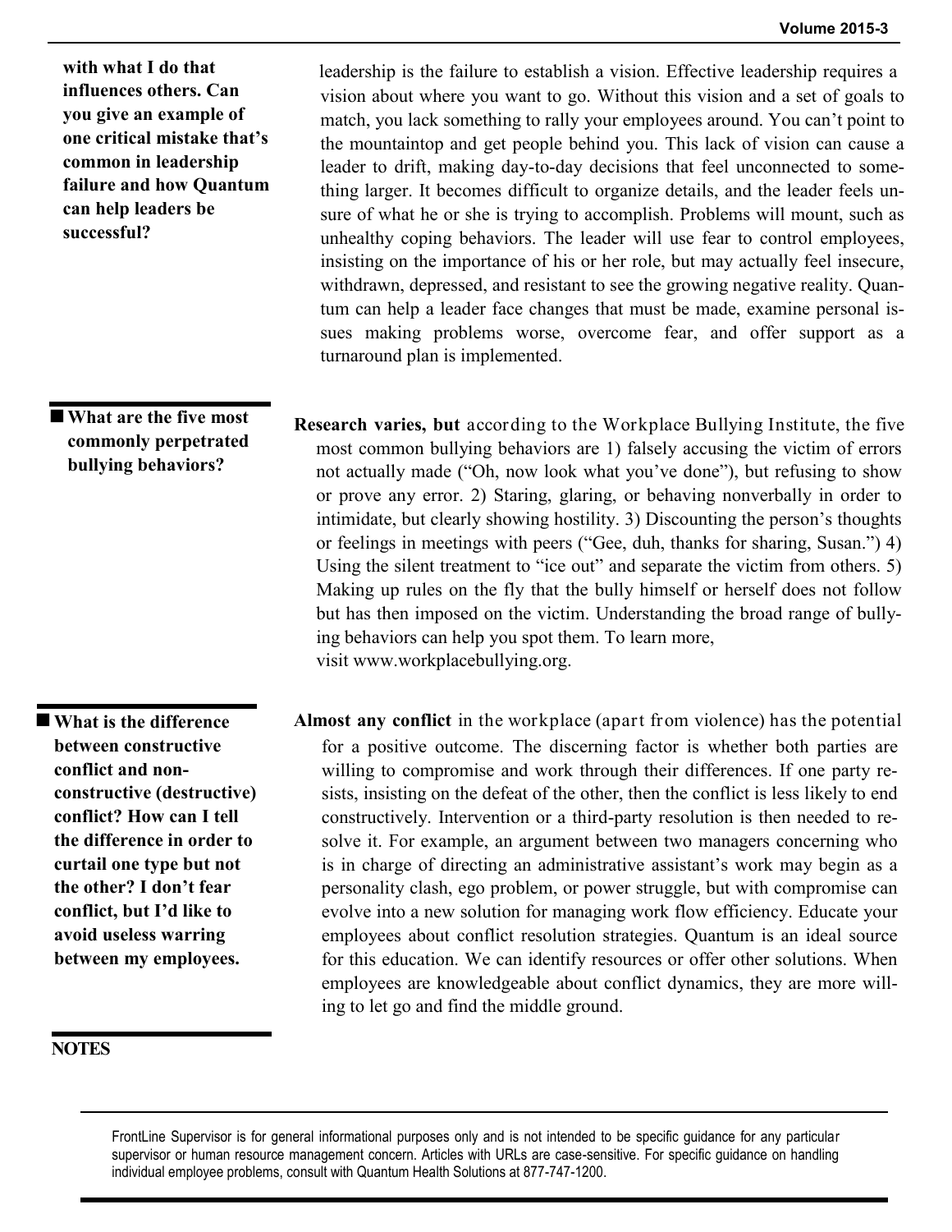**with what I do that influences others. Can you give an example of one critical mistake that's common in leadership failure and how Quantum can help leaders be successful?**

leadership is the failure to establish a vision. Effective leadership requires a vision about where you want to go. Without this vision and a set of goals to match, you lack something to rally your employees around. You can't point to the mountaintop and get people behind you. This lack of vision can cause a leader to drift, making day-to-day decisions that feel unconnected to something larger. It becomes difficult to organize details, and the leader feels unsure of what he or she is trying to accomplish. Problems will mount, such as unhealthy coping behaviors. The leader will use fear to control employees, insisting on the importance of his or her role, but may actually feel insecure, withdrawn, depressed, and resistant to see the growing negative reality. Quantum can help a leader face changes that must be made, examine personal issues making problems worse, overcome fear, and offer support as a turnaround plan is implemented.

■ **What are the five most commonly perpetrated bullying behaviors?**

**Research varies, but** according to the Workplace Bullying Institute, the five most common bullying behaviors are 1) falsely accusing the victim of errors not actually made ("Oh, now look what you've done"), but refusing to show or prove any error. 2) Staring, glaring, or behaving nonverbally in order to intimidate, but clearly showing hostility. 3) Discounting the person's thoughts or feelings in meetings with peers ("Gee, duh, thanks for sharing, Susan.") 4) Using the silent treatment to "ice out" and separate the victim from others. 5) Making up rules on the fly that the bully himself or herself does not follow but has then imposed on the victim. Understanding the broad range of bullying behaviors can help you spot them. To learn more, visit www.workplacebullying.org.

■ **What is the difference between constructive conflict and non-constructive (destructive) conflict? How can I tell the difference in order to curtail one type but not the other? I don't fear conflict, but I'd like to avoid useless warring between my employees.**

**Almost any conflict** in the workplace (apart from violence) has the potential for a positive outcome. The discerning factor is whether both parties are willing to compromise and work through their differences. If one party resists, insisting on the defeat of the other, then the conflict is less likely to end constructively. Intervention or a third-party resolution is then needed to resolve it. For example, an argument between two managers concerning who is in charge of directing an administrative assistant's work may begin as a personality clash, ego problem, or power struggle, but with compromise can evolve into a new solution for managing work flow efficiency. Educate your employees about conflict resolution strategies. Quantum is an ideal source for this education. We can identify resources or offer other solutions. When employees are knowledgeable about conflict dynamics, they are more willing to let go and find the middle ground.

**NOTES**

FrontLine Supervisor is for general informational purposes only and is not intended to be specific guidance for any particular supervisor or human resource management concern. Articles with URLs are case-sensitive. For specific guidance on handling individual employee problems, consult with Quantum Health Solutions at 877-747-1200.